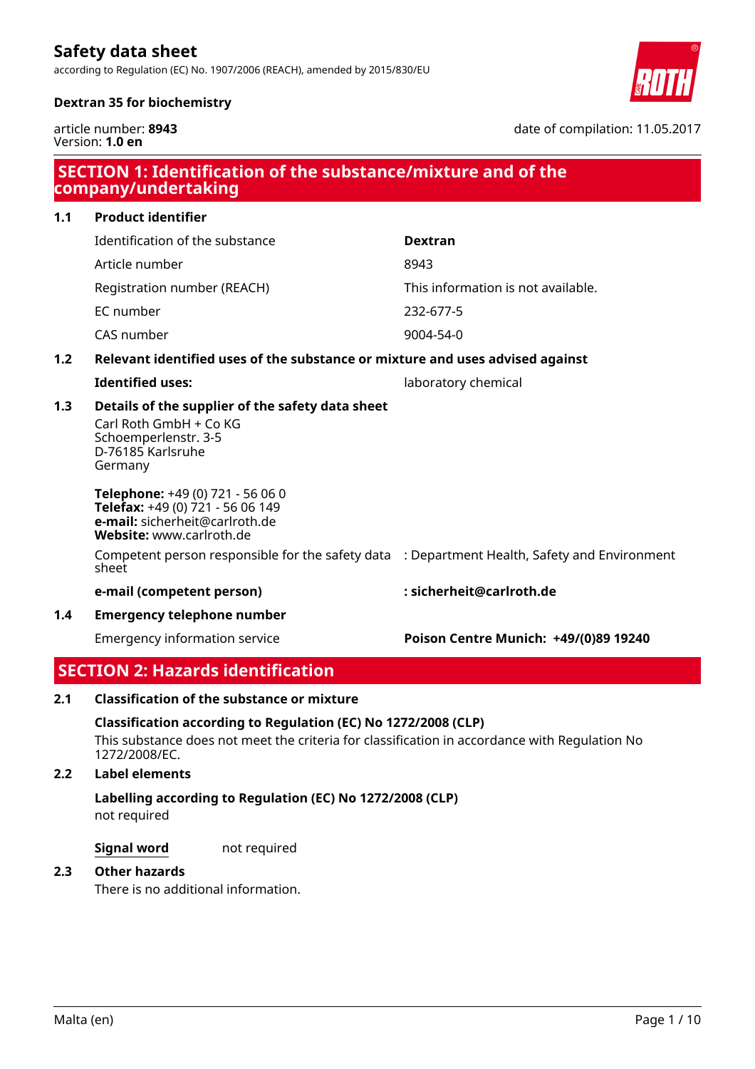# Safety data sheet

according to Regulation (EC) No. 1907/2006 (REACH), amended by 2015/830/EU

**Dextran 35 for biochemistry**

article number: **8943**
Version: **1.0 en**

date of compilation: 11.05.2017

## SECTION 1: Identification of the substance/mixture and of the company/undertaking

### 1.1 Product identifier

| | |
|---|---|
| Identification of the substance | **Dextran** |
| Article number | 8943 |
| Registration number (REACH) | This information is not available. |
| EC number | 232-677-5 |
| CAS number | 9004-54-0 |

### 1.2 Relevant identified uses of the substance or mixture and uses advised against

**Identified uses:** laboratory chemical

### 1.3 Details of the supplier of the safety data sheet

Carl Roth GmbH + Co KG
Schoemperlenstr. 3-5
D-76185 Karlsruhe
Germany

**Telephone:** +49 (0) 721 - 56 06 0
**Telefax:** +49 (0) 721 - 56 06 149
**e-mail:** sicherheit@carlroth.de
**Website:** www.carlroth.de

| | |
|---|---|
| Competent person responsible for the safety data sheet | : Department Health, Safety and Environment |
| **e-mail (competent person)** | **: sicherheit@carlroth.de** |

### 1.4 Emergency telephone number

| | |
|---|---|
| Emergency information service | **Poison Centre Munich: +49/(0)89 19240** |

## SECTION 2: Hazards identification

### 2.1 Classification of the substance or mixture

**Classification according to Regulation (EC) No 1272/2008 (CLP)**

This substance does not meet the criteria for classification in accordance with Regulation No 1272/2008/EC.

### 2.2 Label elements

**Labelling according to Regulation (EC) No 1272/2008 (CLP)**

not required

**Signal word** not required

### 2.3 Other hazards

There is no additional information.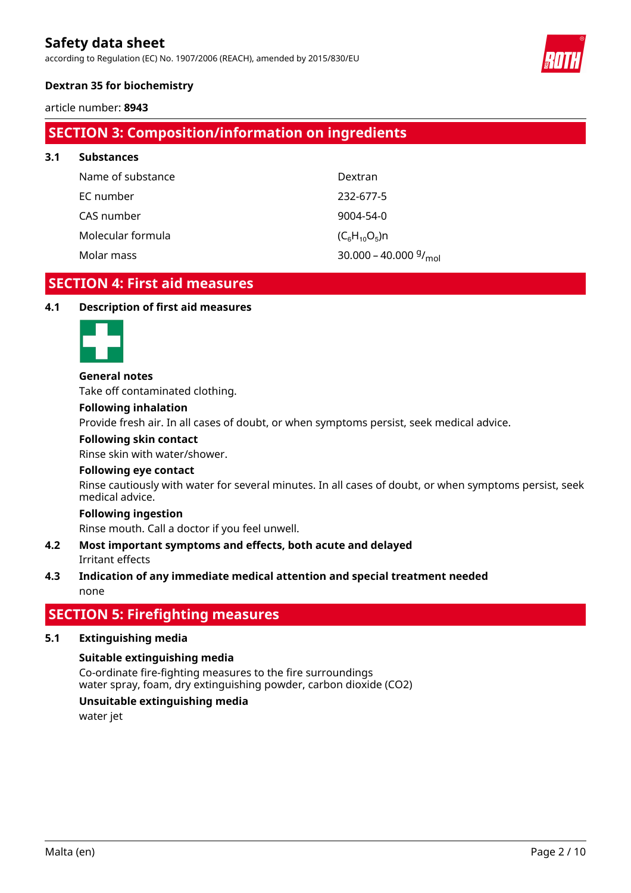## SECTION 3: Composition/information on ingredients

### 3.1 Substances

| | |
|---|---|
| Name of substance | Dextran |
| EC number | 232-677-5 |
| CAS number | 9004-54-0 |
| Molecular formula | $(C_6H_{10}O_5)n$ |
| Molar mass | 30.000 – 40.000 $^g/_{mol}$ |

## SECTION 4: First aid measures

### 4.1 Description of first aid measures

**General notes**

Take off contaminated clothing.

**Following inhalation**

Provide fresh air. In all cases of doubt, or when symptoms persist, seek medical advice.

**Following skin contact**

Rinse skin with water/shower.

**Following eye contact**

Rinse cautiously with water for several minutes. In all cases of doubt, or when symptoms persist, seek medical advice.

**Following ingestion**

Rinse mouth. Call a doctor if you feel unwell.

### 4.2 Most important symptoms and effects, both acute and delayed

Irritant effects

### 4.3 Indication of any immediate medical attention and special treatment needed

none

## SECTION 5: Firefighting measures

### 5.1 Extinguishing media

**Suitable extinguishing media**

Co-ordinate fire-fighting measures to the fire surroundings
water spray, foam, dry extinguishing powder, carbon dioxide (CO2)

**Unsuitable extinguishing media**

water jet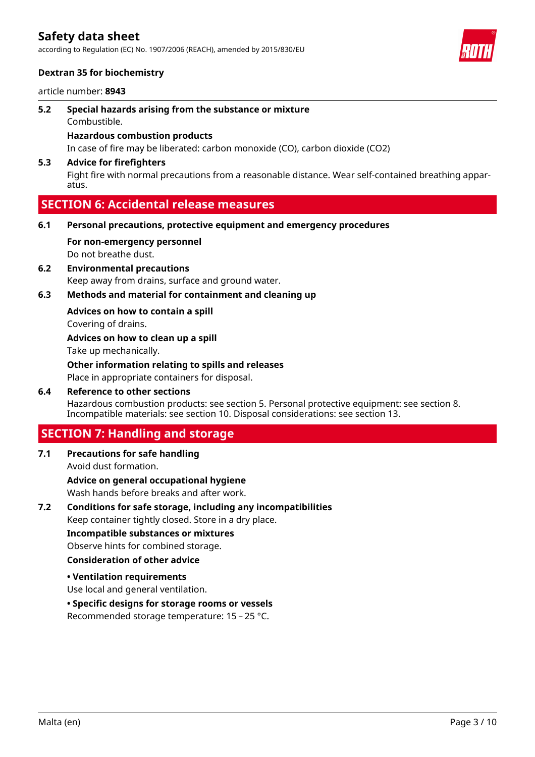### 5.2 Special hazards arising from the substance or mixture

Combustible.

**Hazardous combustion products**

In case of fire may be liberated: carbon monoxide (CO), carbon dioxide ($CO_2$)

### 5.3 Advice for firefighters

Fight fire with normal precautions from a reasonable distance. Wear self-contained breathing apparatus.

## SECTION 6: Accidental release measures

### 6.1 Personal precautions, protective equipment and emergency procedures

**For non-emergency personnel**

Do not breathe dust.

### 6.2 Environmental precautions

Keep away from drains, surface and ground water.

### 6.3 Methods and material for containment and cleaning up

**Advices on how to contain a spill**

Covering of drains.

**Advices on how to clean up a spill**

Take up mechanically.

**Other information relating to spills and releases**

Place in appropriate containers for disposal.

### 6.4 Reference to other sections

Hazardous combustion products: see section 5. Personal protective equipment: see section 8. Incompatible materials: see section 10. Disposal considerations: see section 13.

## SECTION 7: Handling and storage

### 7.1 Precautions for safe handling

Avoid dust formation.

**Advice on general occupational hygiene**

Wash hands before breaks and after work.

### 7.2 Conditions for safe storage, including any incompatibilities

Keep container tightly closed. Store in a dry place.

**Incompatible substances or mixtures**

Observe hints for combined storage.

**Consideration of other advice**

**• Ventilation requirements**

Use local and general ventilation.

**• Specific designs for storage rooms or vessels**

Recommended storage temperature: 15 – 25 °C.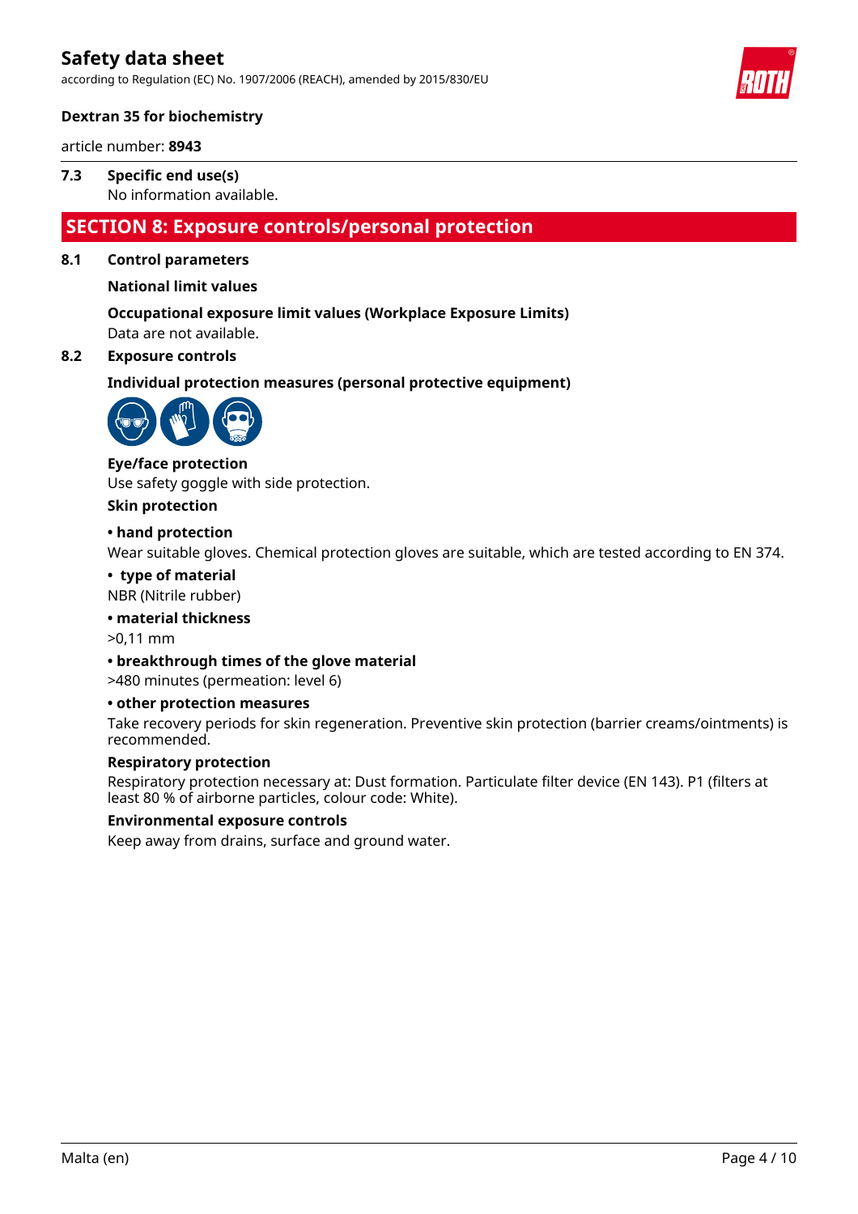### 7.3 Specific end use(s)

No information available.

## SECTION 8: Exposure controls/personal protection

### 8.1 Control parameters

**National limit values**

**Occupational exposure limit values (Workplace Exposure Limits)**

Data are not available.

### 8.2 Exposure controls

**Individual protection measures (personal protective equipment)**

**Eye/face protection**

Use safety goggle with side protection.

**Skin protection**

**• hand protection**

Wear suitable gloves. Chemical protection gloves are suitable, which are tested according to EN 374.

**• type of material**

NBR (Nitrile rubber)

**• material thickness**

>0,11 mm

**• breakthrough times of the glove material**

>480 minutes (permeation: level 6)

**• other protection measures**

Take recovery periods for skin regeneration. Preventive skin protection (barrier creams/ointments) is recommended.

**Respiratory protection**

Respiratory protection necessary at: Dust formation. Particulate filter device (EN 143). P1 (filters at least 80 % of airborne particles, colour code: White).

**Environmental exposure controls**

Keep away from drains, surface and ground water.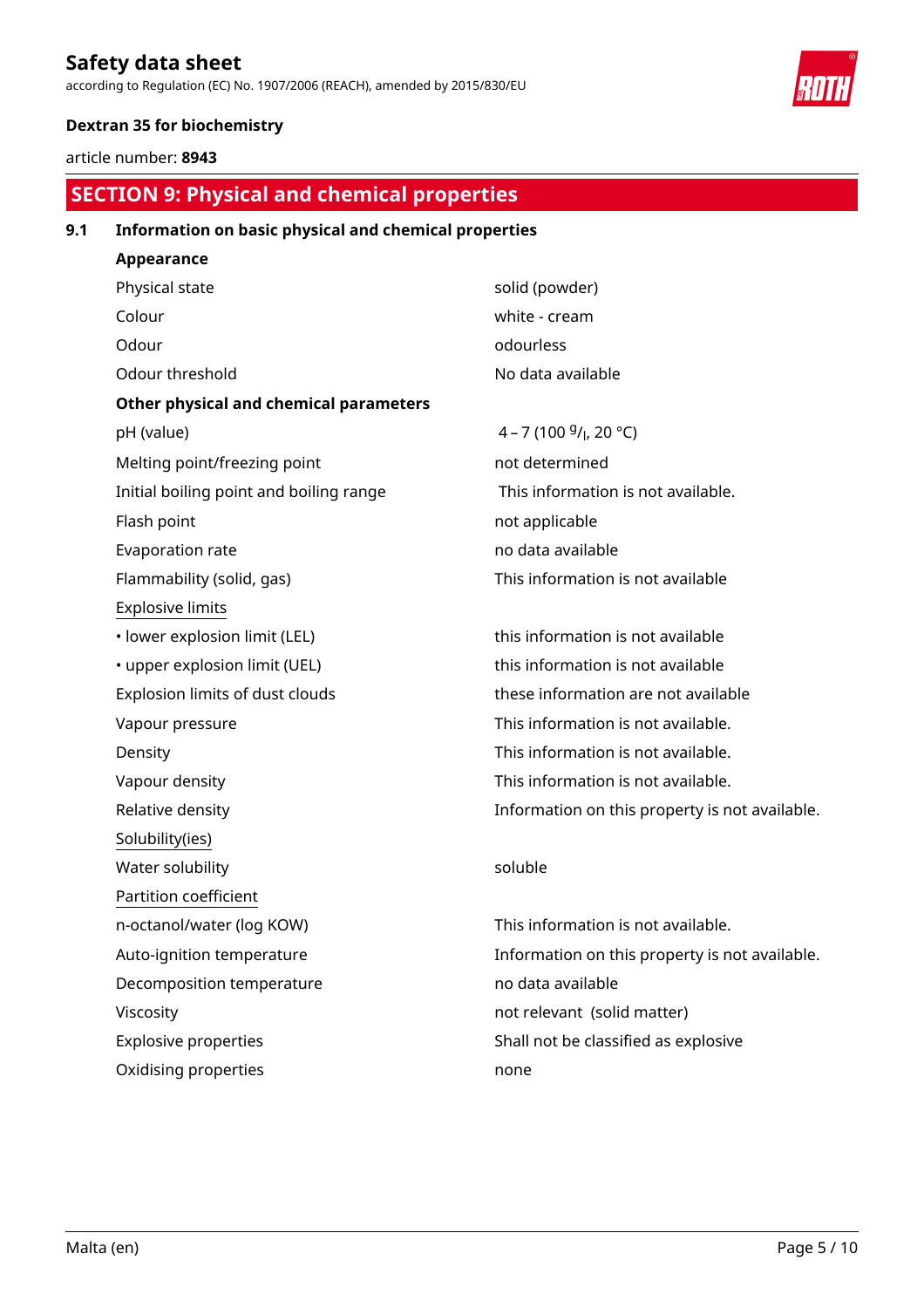## SECTION 9: Physical and chemical properties

### 9.1 Information on basic physical and chemical properties

**Appearance**

| | |
|---|---|
| Physical state | solid (powder) |
| Colour | white - cream |
| Odour | odourless |
| Odour threshold | No data available |

**Other physical and chemical parameters**

| | |
|---|---|
| pH (value) | 4 – 7 (100 $^{g}/_{l}$, 20 °C) |
| Melting point/freezing point | not determined |
| Initial boiling point and boiling range | This information is not available. |
| Flash point | not applicable |
| Evaporation rate | no data available |
| Flammability (solid, gas) | This information is not available |
| Explosive limits | |
| • lower explosion limit (LEL) | this information is not available |
| • upper explosion limit (UEL) | this information is not available |
| Explosion limits of dust clouds | these information are not available |
| Vapour pressure | This information is not available. |
| Density | This information is not available. |
| Vapour density | This information is not available. |
| Relative density | Information on this property is not available. |
| Solubility(ies) | |
| Water solubility | soluble |
| Partition coefficient | |
| n-octanol/water (log KOW) | This information is not available. |
| Auto-ignition temperature | Information on this property is not available. |
| Decomposition temperature | no data available |
| Viscosity | not relevant (solid matter) |
| Explosive properties | Shall not be classified as explosive |
| Oxidising properties | none |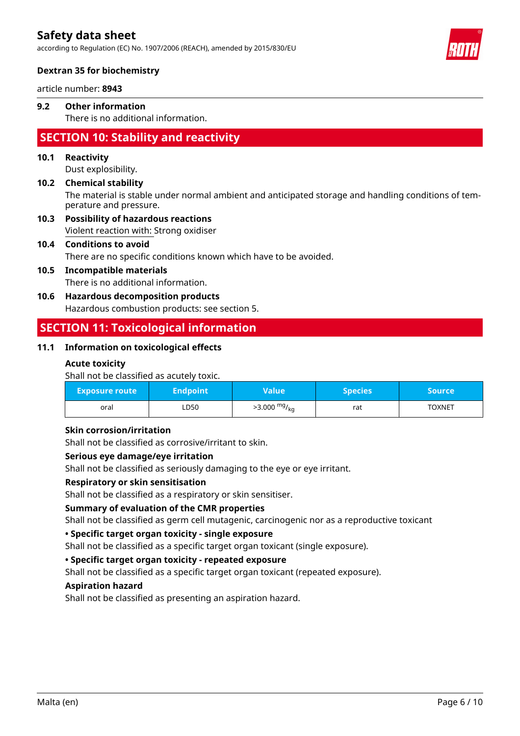### 9.2 Other information

There is no additional information.

## SECTION 10: Stability and reactivity

### 10.1 Reactivity

Dust explosibility.

### 10.2 Chemical stability

The material is stable under normal ambient and anticipated storage and handling conditions of temperature and pressure.

### 10.3 Possibility of hazardous reactions

Violent reaction with: Strong oxidiser

### 10.4 Conditions to avoid

There are no specific conditions known which have to be avoided.

### 10.5 Incompatible materials

There is no additional information.

### 10.6 Hazardous decomposition products

Hazardous combustion products: see section 5.

## SECTION 11: Toxicological information

### 11.1 Information on toxicological effects

**Acute toxicity**

Shall not be classified as acutely toxic.

| Exposure route | Endpoint | Value | Species | Source |
|---|---|---|---|---|
| oral | LD50 | >3.000 $^{mg}/_{kg}$ | rat | TOXNET |

**Skin corrosion/irritation**

Shall not be classified as corrosive/irritant to skin.

**Serious eye damage/eye irritation**

Shall not be classified as seriously damaging to the eye or eye irritant.

**Respiratory or skin sensitisation**

Shall not be classified as a respiratory or skin sensitiser.

**Summary of evaluation of the CMR properties**

Shall not be classified as germ cell mutagenic, carcinogenic nor as a reproductive toxicant

**• Specific target organ toxicity - single exposure**

Shall not be classified as a specific target organ toxicant (single exposure).

**• Specific target organ toxicity - repeated exposure**

Shall not be classified as a specific target organ toxicant (repeated exposure).

**Aspiration hazard**

Shall not be classified as presenting an aspiration hazard.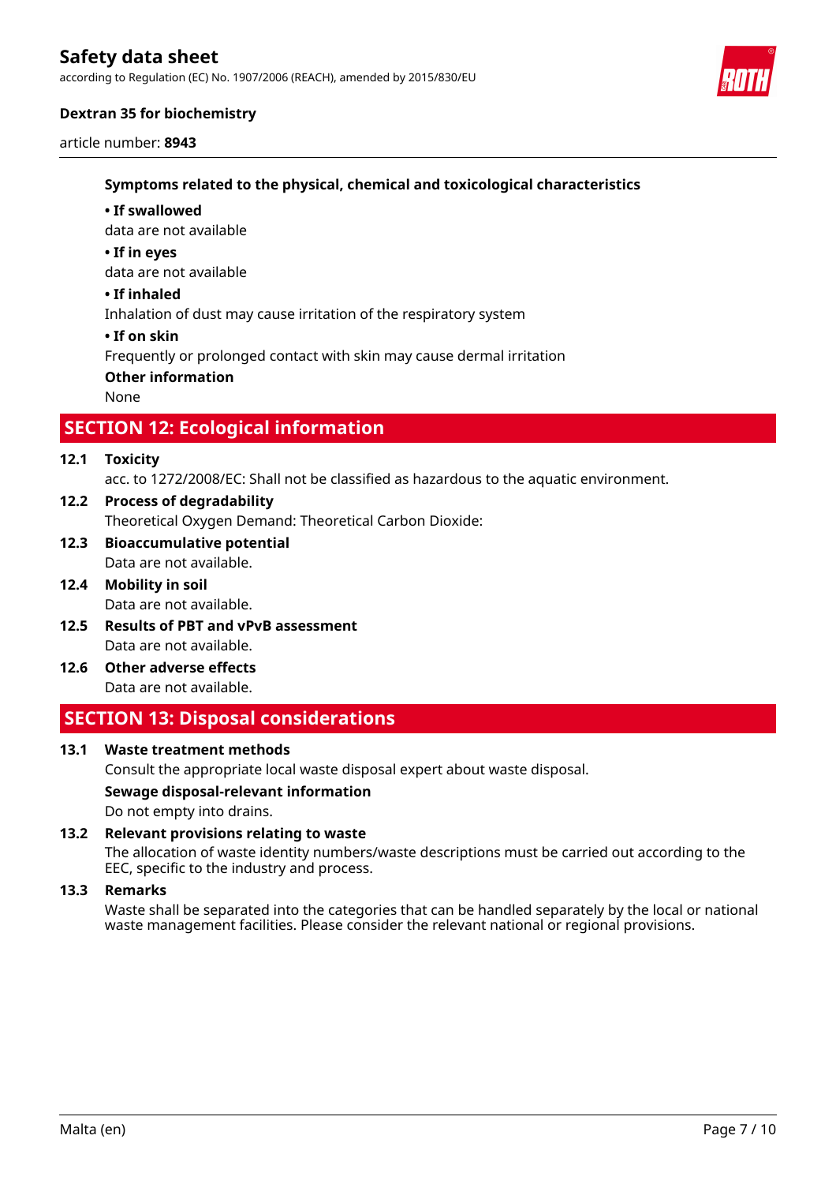**Symptoms related to the physical, chemical and toxicological characteristics**

**• If swallowed**

data are not available

**• If in eyes**

data are not available

**• If inhaled**

Inhalation of dust may cause irritation of the respiratory system

**• If on skin**

Frequently or prolonged contact with skin may cause dermal irritation

**Other information**

None

## SECTION 12: Ecological information

**12.1 Toxicity**

acc. to 1272/2008/EC: Shall not be classified as hazardous to the aquatic environment.

**12.2 Process of degradability**

Theoretical Oxygen Demand: Theoretical Carbon Dioxide:

**12.3 Bioaccumulative potential**

Data are not available.

**12.4 Mobility in soil**

Data are not available.

**12.5 Results of PBT and vPvB assessment**

Data are not available.

**12.6 Other adverse effects**

Data are not available.

## SECTION 13: Disposal considerations

**13.1 Waste treatment methods**

Consult the appropriate local waste disposal expert about waste disposal.

**Sewage disposal-relevant information**

Do not empty into drains.

**13.2 Relevant provisions relating to waste**

The allocation of waste identity numbers/waste descriptions must be carried out according to the EEC, specific to the industry and process.

**13.3 Remarks**

Waste shall be separated into the categories that can be handled separately by the local or national waste management facilities. Please consider the relevant national or regional provisions.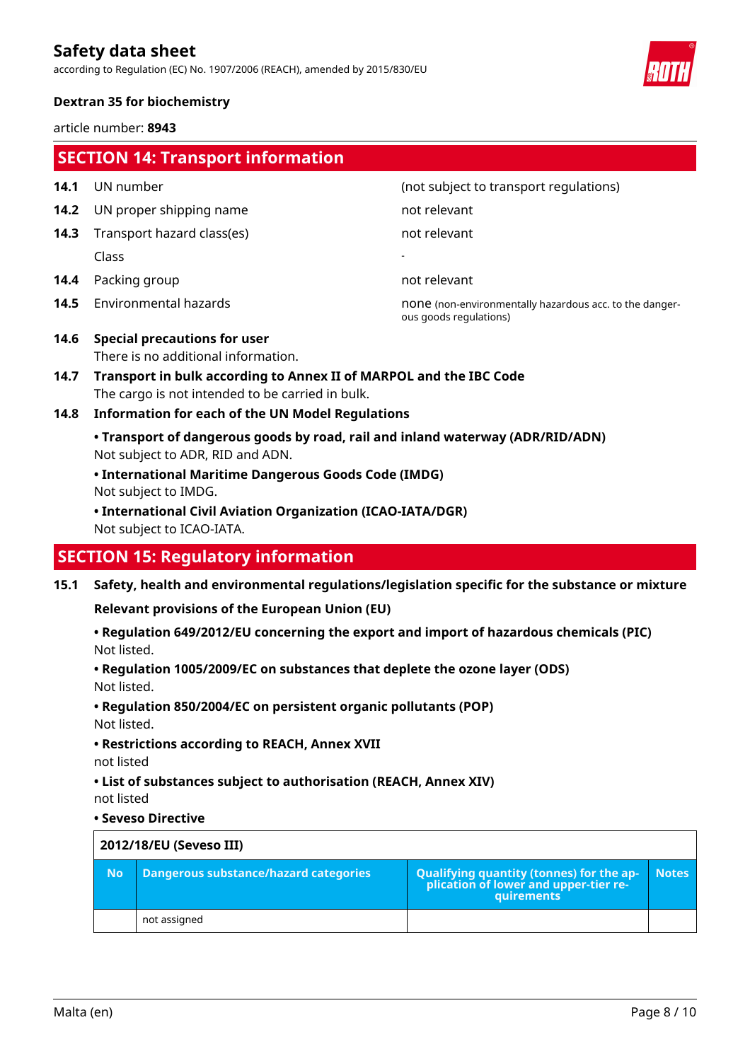## SECTION 14: Transport information

| | | |
|---|---|---|
| **14.1** | UN number | (not subject to transport regulations) |
| **14.2** | UN proper shipping name | not relevant |
| **14.3** | Transport hazard class(es) | not relevant |
| | Class | - |
| **14.4** | Packing group | not relevant |
| **14.5** | Environmental hazards | none (non-environmentally hazardous acc. to the dangerous goods regulations) |

**14.6 Special precautions for user**

There is no additional information.

**14.7 Transport in bulk according to Annex II of MARPOL and the IBC Code**

The cargo is not intended to be carried in bulk.

**14.8 Information for each of the UN Model Regulations**

**• Transport of dangerous goods by road, rail and inland waterway (ADR/RID/ADN)**
Not subject to ADR, RID and ADN.

**• International Maritime Dangerous Goods Code (IMDG)**
Not subject to IMDG.

**• International Civil Aviation Organization (ICAO-IATA/DGR)**
Not subject to ICAO-IATA.

## SECTION 15: Regulatory information

**15.1 Safety, health and environmental regulations/legislation specific for the substance or mixture**

**Relevant provisions of the European Union (EU)**

**• Regulation 649/2012/EU concerning the export and import of hazardous chemicals (PIC)**
Not listed.

**• Regulation 1005/2009/EC on substances that deplete the ozone layer (ODS)**
Not listed.

**• Regulation 850/2004/EC on persistent organic pollutants (POP)**
Not listed.

**• Restrictions according to REACH, Annex XVII**
not listed

**• List of substances subject to authorisation (REACH, Annex XIV)**
not listed

**• Seveso Directive**

| 2012/18/EU (Seveso III) | | | |
|---|---|---|---|
| **No** | **Dangerous substance/hazard categories** | **Qualifying quantity (tonnes) for the application of lower and upper-tier requirements** | **Notes** |
| | not assigned | | |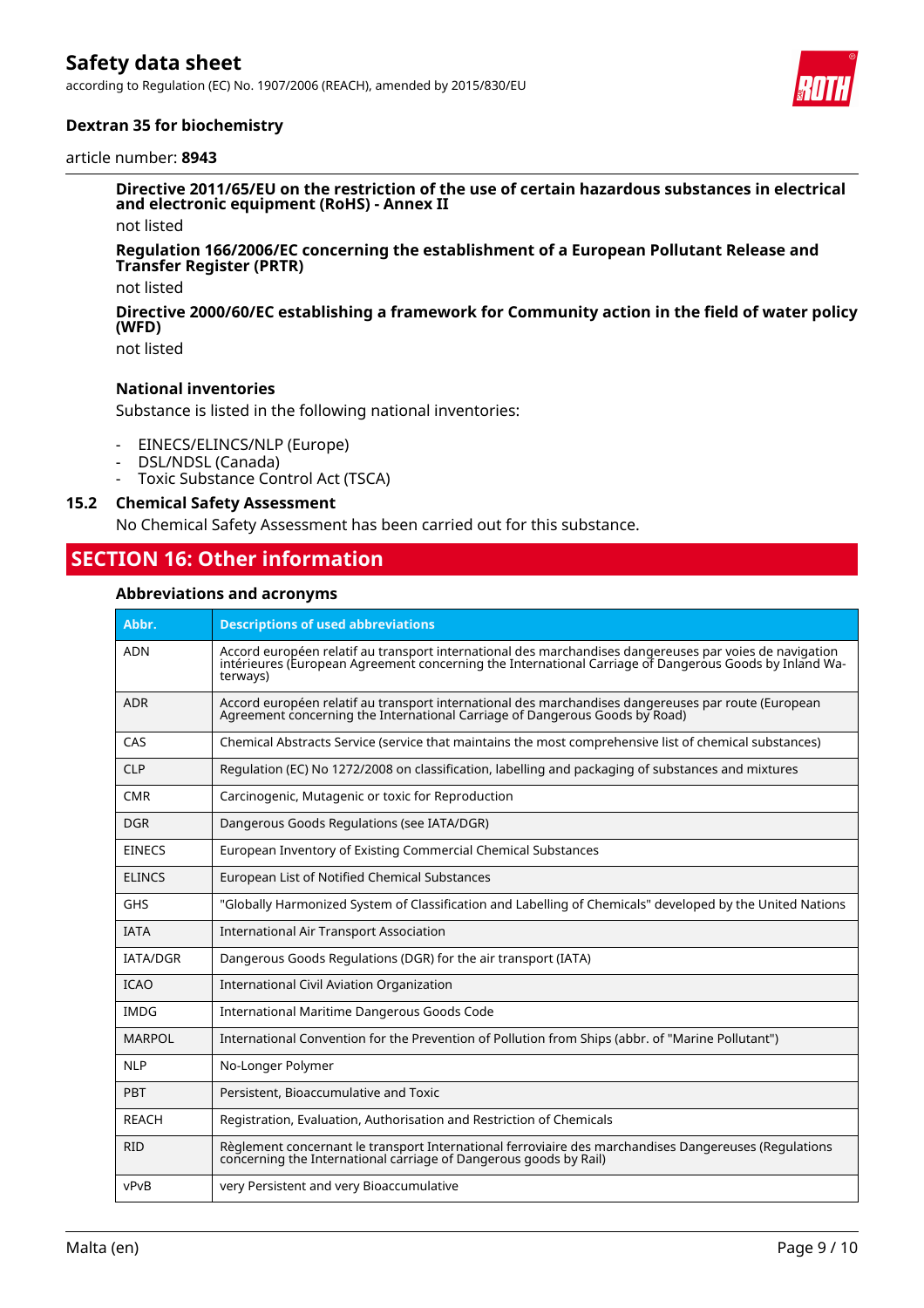**Directive 2011/65/EU on the restriction of the use of certain hazardous substances in electrical and electronic equipment (RoHS) - Annex II**

not listed

**Regulation 166/2006/EC concerning the establishment of a European Pollutant Release and Transfer Register (PRTR)**

not listed

**Directive 2000/60/EC establishing a framework for Community action in the field of water policy (WFD)**

not listed

**National inventories**

Substance is listed in the following national inventories:

- EINECS/ELINCS/NLP (Europe)
- DSL/NDSL (Canada)
- Toxic Substance Control Act (TSCA)

### 15.2 Chemical Safety Assessment

No Chemical Safety Assessment has been carried out for this substance.

## SECTION 16: Other information

**Abbreviations and acronyms**

| Abbr. | Descriptions of used abbreviations |
|---|---|
| ADN | Accord européen relatif au transport international des marchandises dangereuses par voies de navigation intérieures (European Agreement concerning the International Carriage of Dangerous Goods by Inland Waterways) |
| ADR | Accord européen relatif au transport international des marchandises dangereuses par route (European Agreement concerning the International Carriage of Dangerous Goods by Road) |
| CAS | Chemical Abstracts Service (service that maintains the most comprehensive list of chemical substances) |
| CLP | Regulation (EC) No 1272/2008 on classification, labelling and packaging of substances and mixtures |
| CMR | Carcinogenic, Mutagenic or toxic for Reproduction |
| DGR | Dangerous Goods Regulations (see IATA/DGR) |
| EINECS | European Inventory of Existing Commercial Chemical Substances |
| ELINCS | European List of Notified Chemical Substances |
| GHS | "Globally Harmonized System of Classification and Labelling of Chemicals" developed by the United Nations |
| IATA | International Air Transport Association |
| IATA/DGR | Dangerous Goods Regulations (DGR) for the air transport (IATA) |
| ICAO | International Civil Aviation Organization |
| IMDG | International Maritime Dangerous Goods Code |
| MARPOL | International Convention for the Prevention of Pollution from Ships (abbr. of "Marine Polluttant") |
| NLP | No-Longer Polymer |
| PBT | Persistent, Bioaccumulative and Toxic |
| REACH | Registration, Evaluation, Authorisation and Restriction of Chemicals |
| RID | Règlement concernant le transport International ferroviaire des marchandises Dangereuses (Regulations concerning the International carriage of Dangerous goods by Rail) |
| vPvB | very Persistent and very Bioaccumulative |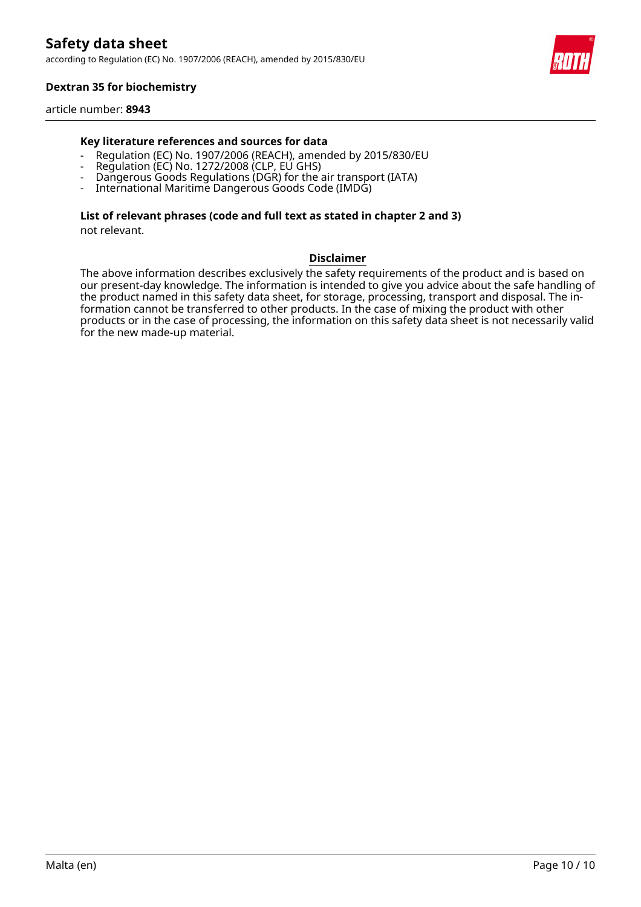### Key literature references and sources for data

- Regulation (EC) No. 1907/2006 (REACH), amended by 2015/830/EU
- Regulation (EC) No. 1272/2008 (CLP, EU GHS)
- Dangerous Goods Regulations (DGR) for the air transport (IATA)
- International Maritime Dangerous Goods Code (IMDG)

### List of relevant phrases (code and full text as stated in chapter 2 and 3)

not relevant.

## Disclaimer

The above information describes exclusively the safety requirements of the product and is based on our present-day knowledge. The information is intended to give you advice about the safe handling of the product named in this safety data sheet, for storage, processing, transport and disposal. The information cannot be transferred to other products. In the case of mixing the product with other products or in the case of processing, the information on this safety data sheet is not necessarily valid for the new made-up material.